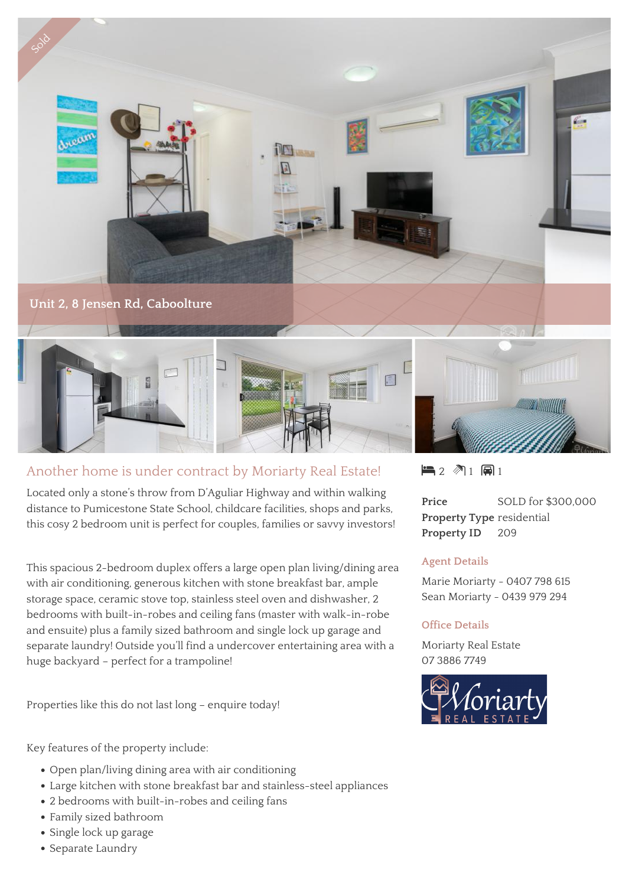Sold

Unit 2, 8 Jensen Rd, Caboolture

## Another home is under contract by Moriarty Real Estate!

Located only a stone's throw from D'Aguliar Highway and within walking distance to Pumicestone State School, childcare facilities, shops and parks, this cosy 2 bedroom unit is perfect for couples, families or savvy investors!

This spacious 2-bedroom duplex offers a large open plan living/dining area with air conditioning, generous kitchen with stone breakfast bar, ample storage space, ceramic stove top, stainless steel oven and dishwasher, 2 bedrooms with built-in-robes and ceiling fans (master with walk-in-robe and ensuite) plus a family sized bathroom and single lock up garage and separate laundry! Outside you'll find a undercover entertaining area with a huge backyard – perfect for a trampoline!

Properties like this do not last long – enquire today!

Key features of the property include:

- Open plan/living dining area with air conditioning
- Large kitchen with stone breakfast bar and stainless-steel appliances
- 2 bedrooms with built-in-robes and ceiling fans
- Family sized bathroom
- Single lock up garage
- Separate Laundry

2 1 1

**Price** SOLD for $300,000
**Property Type** residential
**Property ID** 209

### Agent Details

Marie Moriarty - 0407 798 615
Sean Moriarty - 0439 979 294

### Office Details

Moriarty Real Estate
07 3886 7749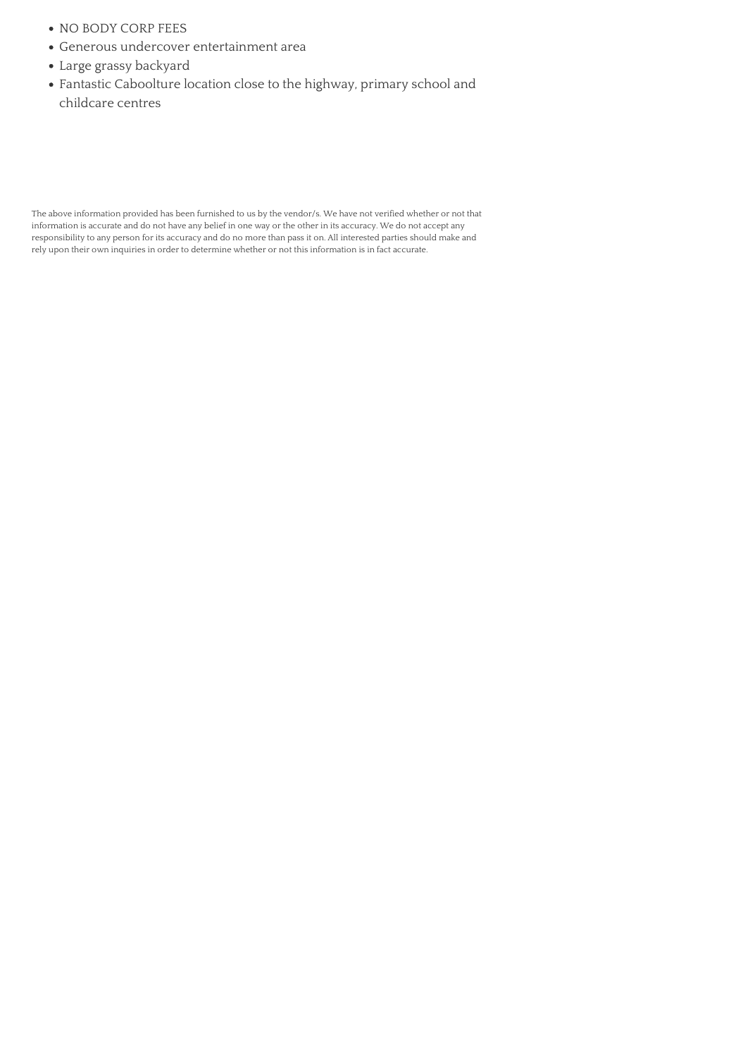- NO BODY CORP FEES
- Generous undercover entertainment area
- Large grassy backyard
- Fantastic Caboolture location close to the highway, primary school and childcare centres

The above information provided has been furnished to us by the vendor/s. We have not verified whether or not that information is accurate and do not have any belief in one way or the other in its accuracy. We do not accept any responsibility to any person for its accuracy and do no more than pass it on. All interested parties should make and rely upon their own inquiries in order to determine whether or not this information is in fact accurate.